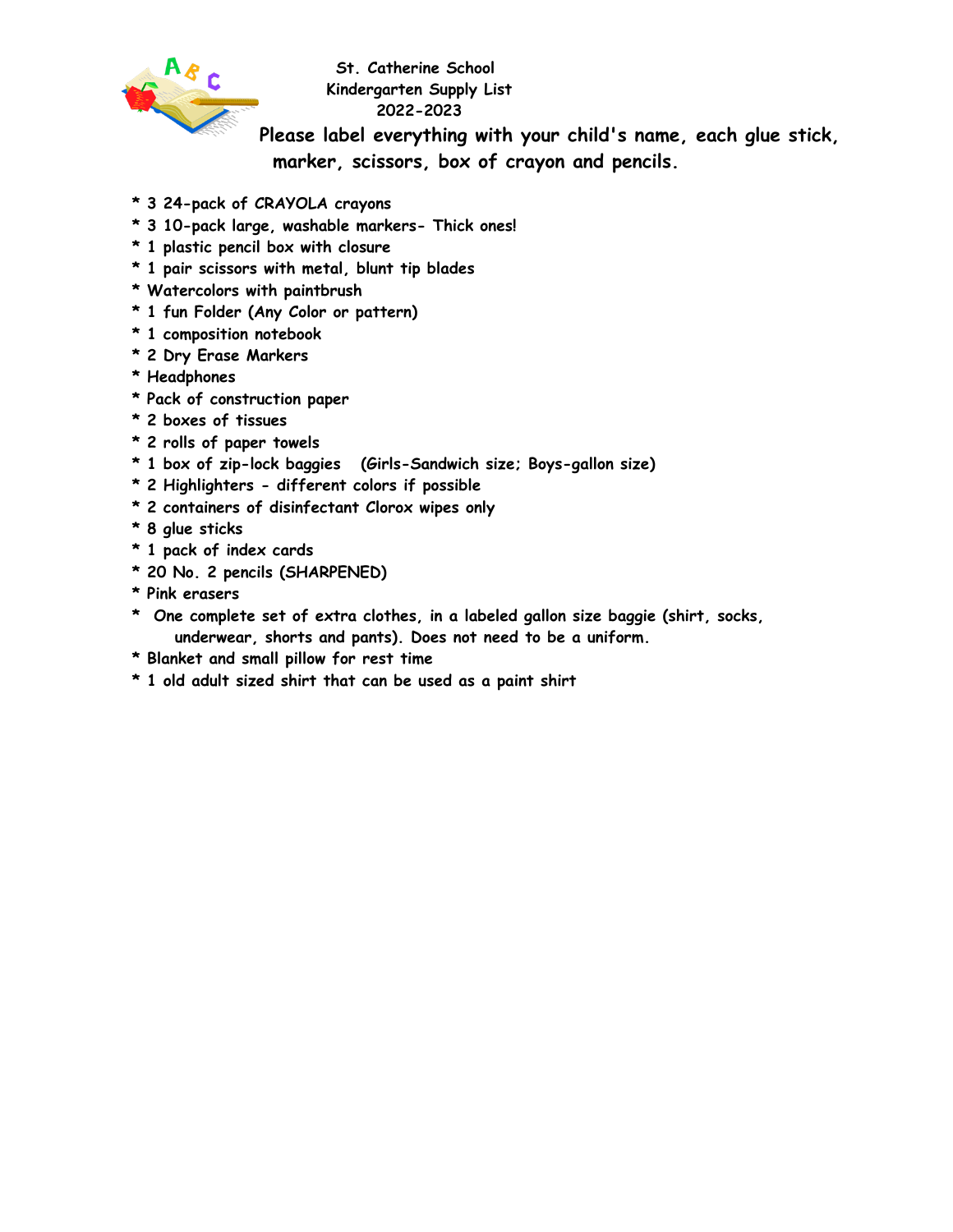# St. Catherine School
## Kindergarten Supply List
## 2022-2023

**Please label everything with your child's name, each glue stick, marker, scissors, box of crayon and pencils.**

* 3 24-pack of CRAYOLA crayons
* 3 10-pack large, washable markers- Thick ones!
* 1 plastic pencil box with closure
* 1 pair scissors with metal, blunt tip blades
* Watercolors with paintbrush
* 1 fun Folder (Any Color or pattern)
* 1 composition notebook
* 2 Dry Erase Markers
* Headphones
* Pack of construction paper
* 2 boxes of tissues
* 2 rolls of paper towels
* 1 box of zip-lock baggies (Girls-Sandwich size; Boys-gallon size)
* 2 Highlighters - different colors if possible
* 2 containers of disinfectant Clorox wipes only
* 8 glue sticks
* 1 pack of index cards
* 20 No. 2 pencils (SHARPENED)
* Pink erasers
* One complete set of extra clothes, in a labeled gallon size baggie (shirt, socks, underwear, shorts and pants). Does not need to be a uniform.
* Blanket and small pillow for rest time
* 1 old adult sized shirt that can be used as a paint shirt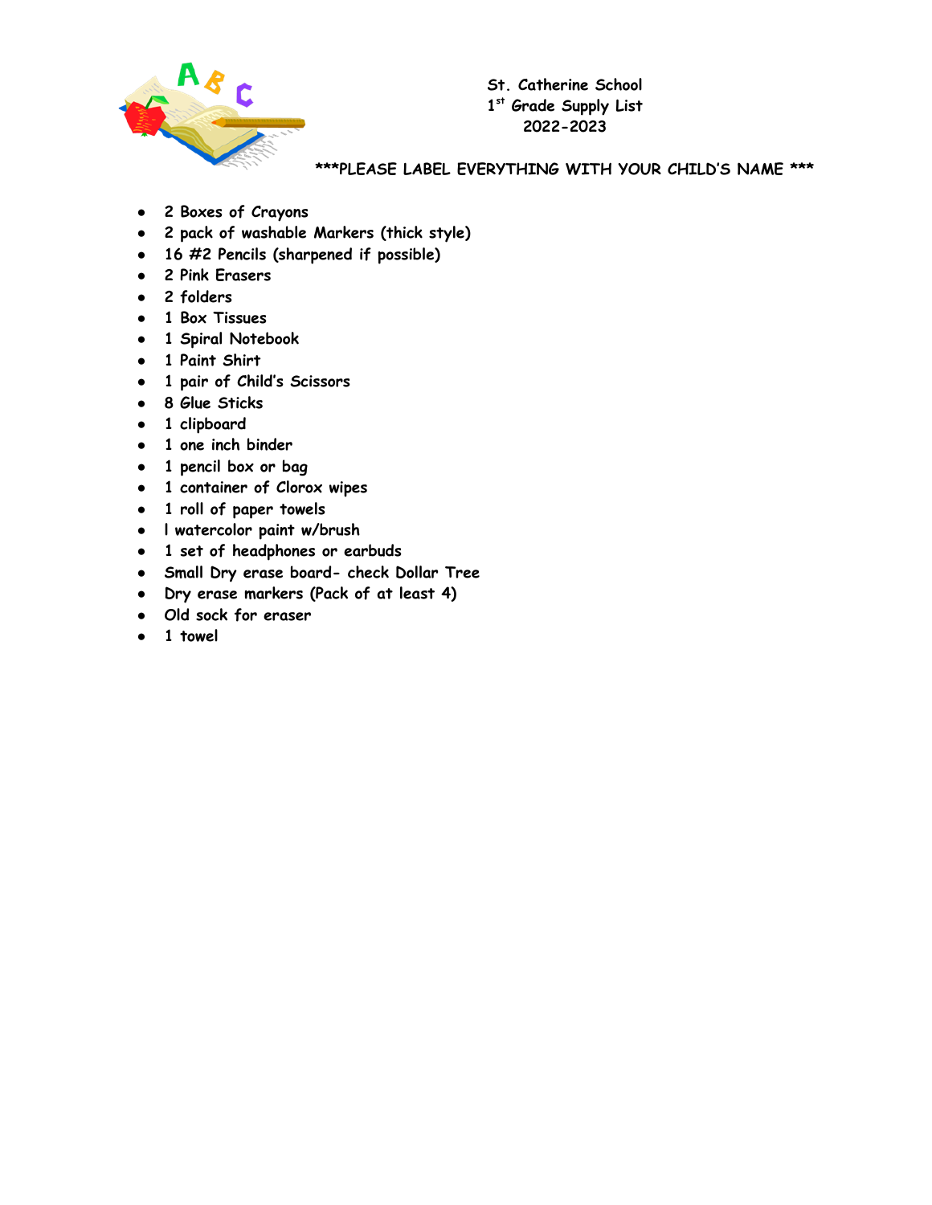# St. Catherine School
## 1st Grade Supply List
## 2022-2023

**\*\*\*PLEASE LABEL EVERYTHING WITH YOUR CHILD'S NAME \*\*\***

- 2 Boxes of Crayons
- 2 pack of washable Markers (thick style)
- 16 #2 Pencils (sharpened if possible)
- 2 Pink Erasers
- 2 folders
- 1 Box Tissues
- 1 Spiral Notebook
- 1 Paint Shirt
- 1 pair of Child's Scissors
- 8 Glue Sticks
- 1 clipboard
- 1 one inch binder
- 1 pencil box or bag
- 1 container of Clorox wipes
- 1 roll of paper towels
- l watercolor paint w/brush
- 1 set of headphones or earbuds
- Small Dry erase board- check Dollar Tree
- Dry erase markers (Pack of at least 4)
- Old sock for eraser
- 1 towel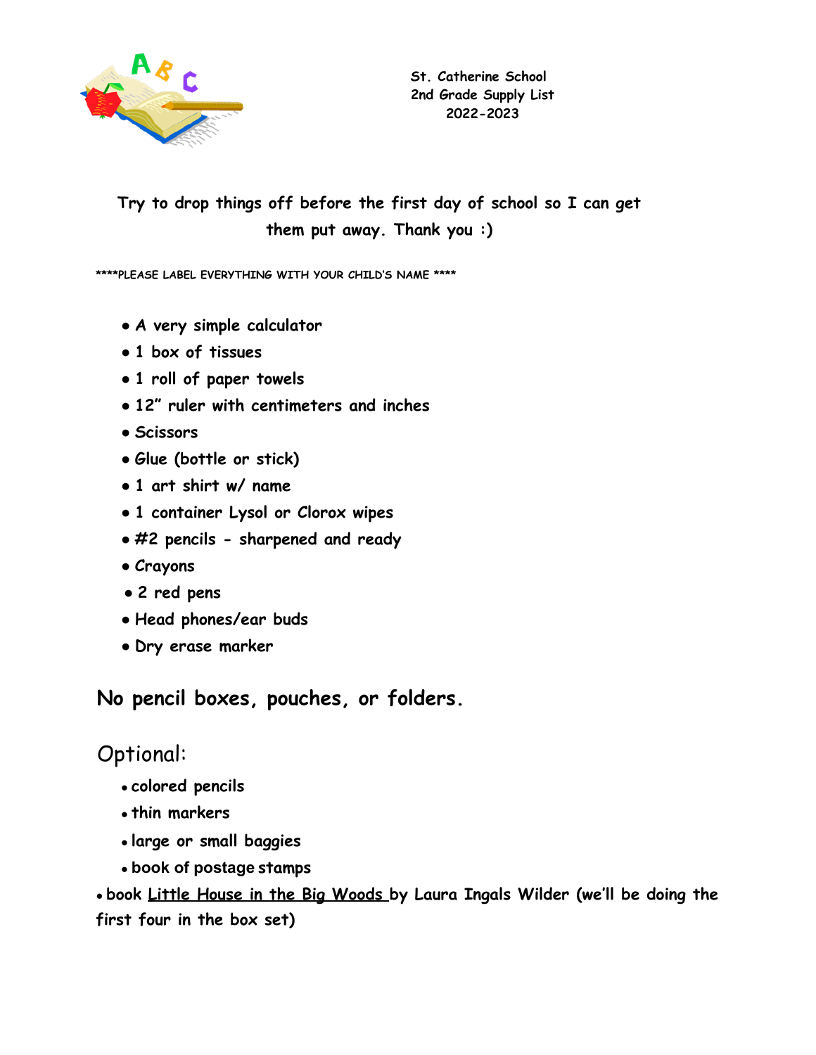St. Catherine School
2nd Grade Supply List
2022-2023

**Try to drop things off before the first day of school so I can get them put away. Thank you :)**

**\*\*\*\*PLEASE LABEL EVERYTHING WITH YOUR CHILD'S NAME \*\*\*\***

- **A very simple calculator**
- **1 box of tissues**
- **1 roll of paper towels**
- **12" ruler with centimeters and inches**
- **Scissors**
- **Glue (bottle or stick)**
- **1 art shirt w/ name**
- **1 container Lysol or Clorox wipes**
- **#2 pencils - sharpened and ready**
- **Crayons**
- **2 red pens**
- **Head phones/ear buds**
- **Dry erase marker**

## No pencil boxes, pouches, or folders.

## Optional:

- **colored pencils**
- **thin markers**
- **large or small baggies**
- **book of postage stamps**
- **book <u>Little House in the Big Woods</u> by Laura Ingals Wilder (we'll be doing the first four in the box set)**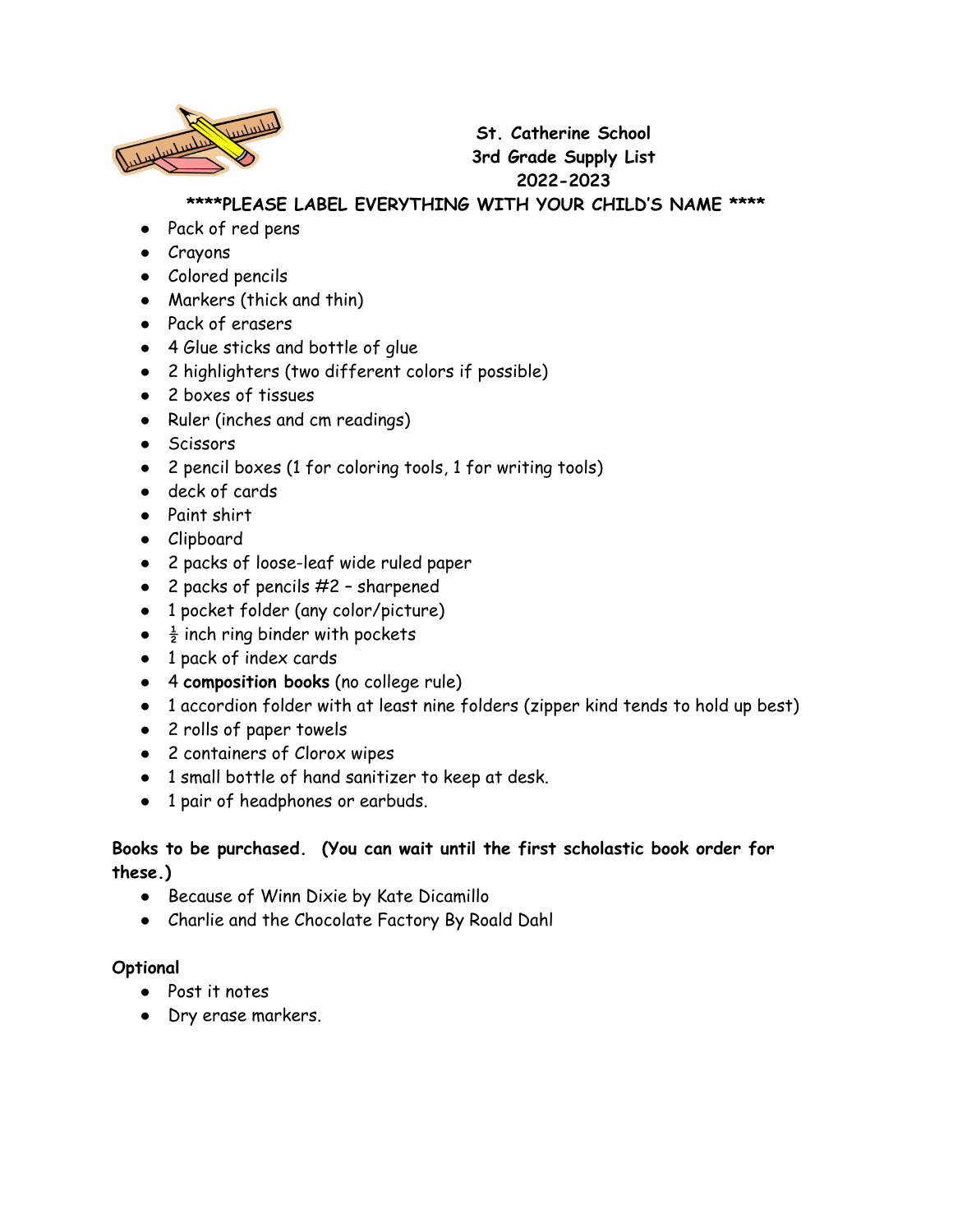**St. Catherine School**
**3rd Grade Supply List**
**2022-2023**

**\*\*\*\*PLEASE LABEL EVERYTHING WITH YOUR CHILD'S NAME \*\*\*\***

- Pack of red pens
- Crayons
- Colored pencils
- Markers (thick and thin)
- Pack of erasers
- 4 Glue sticks and bottle of glue
- 2 highlighters (two different colors if possible)
- 2 boxes of tissues
- Ruler (inches and cm readings)
- Scissors
- 2 pencil boxes (1 for coloring tools, 1 for writing tools)
- deck of cards
- Paint shirt
- Clipboard
- 2 packs of loose-leaf wide ruled paper
- 2 packs of pencils #2 – sharpened
- 1 pocket folder (any color/picture)
- ½ inch ring binder with pockets
- 1 pack of index cards
- 4 **composition books** (no college rule)
- 1 accordion folder with at least nine folders (zipper kind tends to hold up best)
- 2 rolls of paper towels
- 2 containers of Clorox wipes
- 1 small bottle of hand sanitizer to keep at desk.
- 1 pair of headphones or earbuds.

**Books to be purchased. (You can wait until the first scholastic book order for these.)**

- Because of Winn Dixie by Kate Dicamillo
- Charlie and the Chocolate Factory By Roald Dahl

**Optional**

- Post it notes
- Dry erase markers.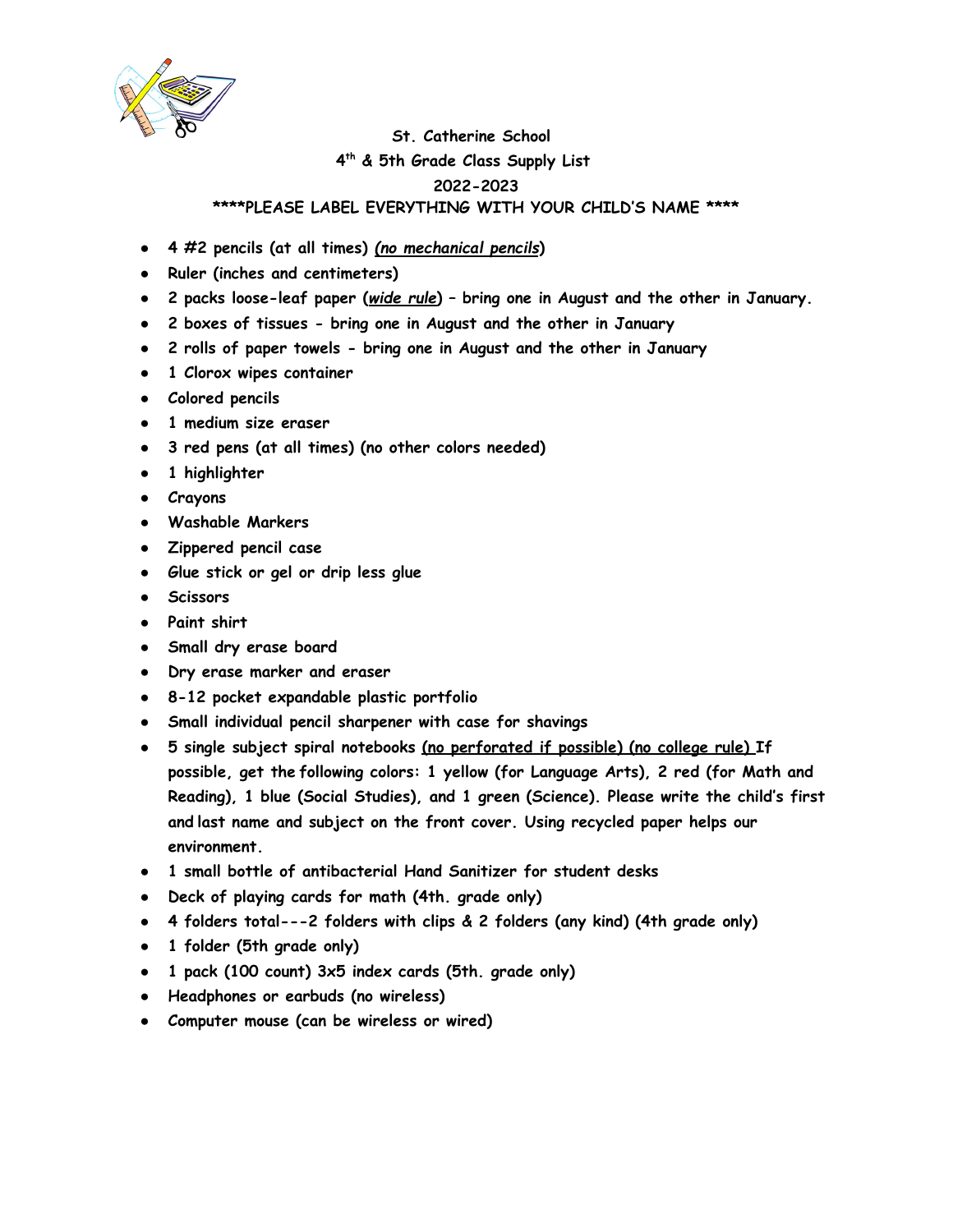**St. Catherine School**

**4th & 5th Grade Class Supply List**

**2022-2023**

**\*\*\*\*PLEASE LABEL EVERYTHING WITH YOUR CHILD'S NAME \*\*\*\***

- **4 #2 pencils (at all times) *(no mechanical pencils)***
- **Ruler (inches and centimeters)**
- **2 packs loose-leaf paper (*wide rule*) – bring one in August and the other in January.**
- **2 boxes of tissues - bring one in August and the other in January**
- **2 rolls of paper towels - bring one in August and the other in January**
- **1 Clorox wipes container**
- **Colored pencils**
- **1 medium size eraser**
- **3 red pens (at all times) (no other colors needed)**
- **1 highlighter**
- **Crayons**
- **Washable Markers**
- **Zippered pencil case**
- **Glue stick or gel or drip less glue**
- **Scissors**
- **Paint shirt**
- **Small dry erase board**
- **Dry erase marker and eraser**
- **8-12 pocket expandable plastic portfolio**
- **Small individual pencil sharpener with case for shavings**
- **5 single subject spiral notebooks (no perforated if possible) (no college rule) If possible, get the following colors: 1 yellow (for Language Arts), 2 red (for Math and Reading), 1 blue (Social Studies), and 1 green (Science). Please write the child's first and last name and subject on the front cover. Using recycled paper helps our environment.**
- **1 small bottle of antibacterial Hand Sanitizer for student desks**
- **Deck of playing cards for math (4th. grade only)**
- **4 folders total---2 folders with clips & 2 folders (any kind) (4th grade only)**
- **1 folder (5th grade only)**
- **1 pack (100 count) 3x5 index cards (5th. grade only)**
- **Headphones or earbuds (no wireless)**
- **Computer mouse (can be wireless or wired)**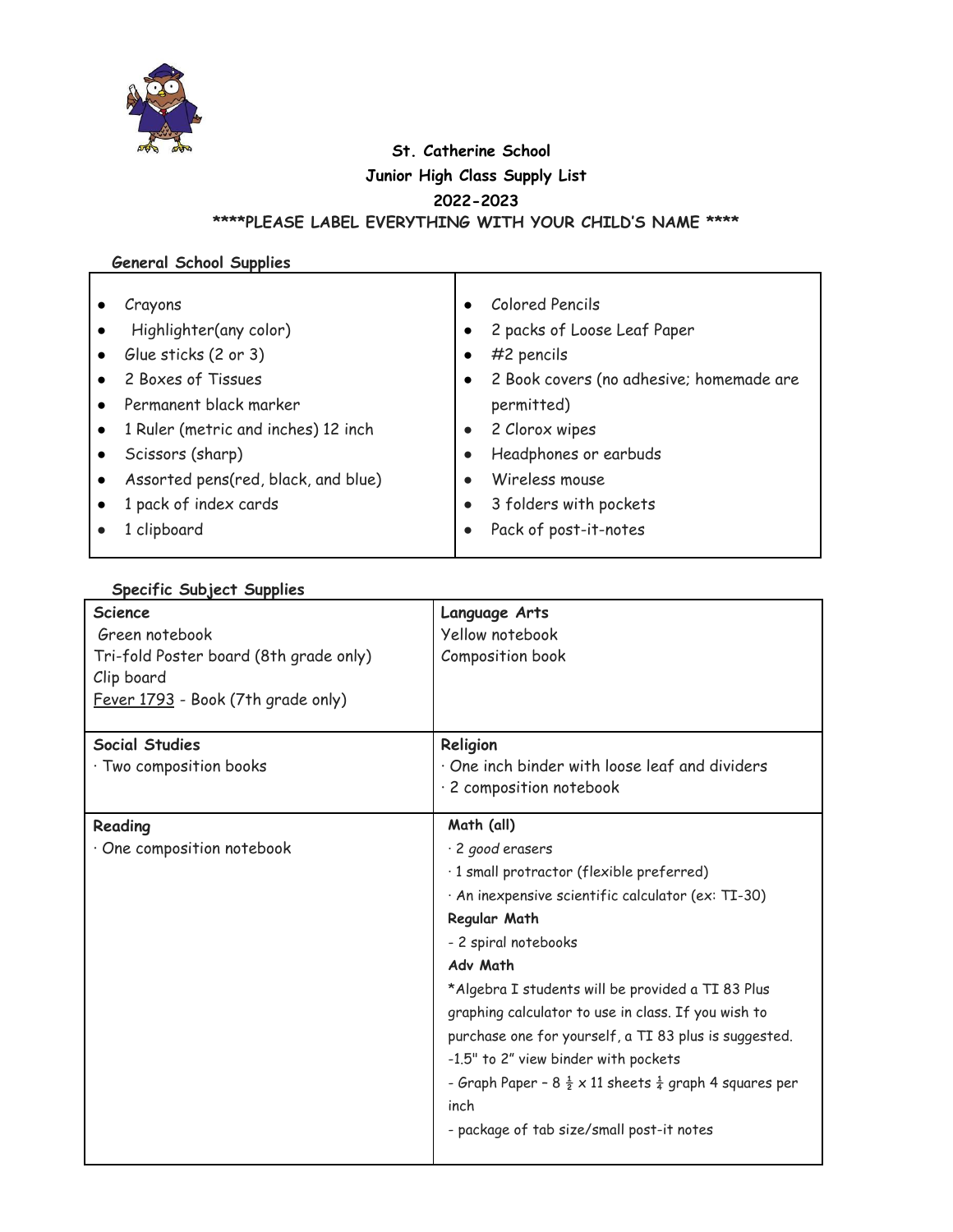**St. Catherine School**

**Junior High Class Supply List**

**2022-2023**

**\*\*\*\*PLEASE LABEL EVERYTHING WITH YOUR CHILD'S NAME \*\*\*\***

**General School Supplies**

- Crayons
- Highlighter(any color)
- Glue sticks (2 or 3)
- 2 Boxes of Tissues
- Permanent black marker
- 1 Ruler (metric and inches) 12 inch
- Scissors (sharp)
- Assorted pens(red, black, and blue)
- 1 pack of index cards
- 1 clipboard
- Colored Pencils
- 2 packs of Loose Leaf Paper
- #2 pencils
- 2 Book covers (no adhesive; homemade are permitted)
- 2 Clorox wipes
- Headphones or earbuds
- Wireless mouse
- 3 folders with pockets
- Pack of post-it-notes

**Specific Subject Supplies**

| | |
|---|---|
| **Science**<br>Green notebook<br>Tri-fold Poster board (8th grade only)<br>Clip board<br><u>Fever 1793</u> - Book (7th grade only) | **Language Arts**<br>Yellow notebook<br>Composition book |
| **Social Studies**<br>· Two composition books | **Religion**<br>· One inch binder with loose leaf and dividers<br>· 2 composition notebook |
| **Reading**<br>· One composition notebook | **Math (all)**<br>· 2 *good* erasers<br>· 1 small protractor (flexible preferred)<br>· An inexpensive scientific calculator (ex: TI-30)<br>**Regular Math**<br>- 2 spiral notebooks<br>**Adv Math**<br>*Algebra I students will be provided a TI 83 Plus graphing calculator to use in class. If you wish to purchase one for yourself, a TI 83 plus is suggested.<br>-1.5" to 2" view binder with pockets<br>- Graph Paper – 8 ½ x 11 sheets ¼ graph 4 squares per inch<br>- package of tab size/small post-it notes |